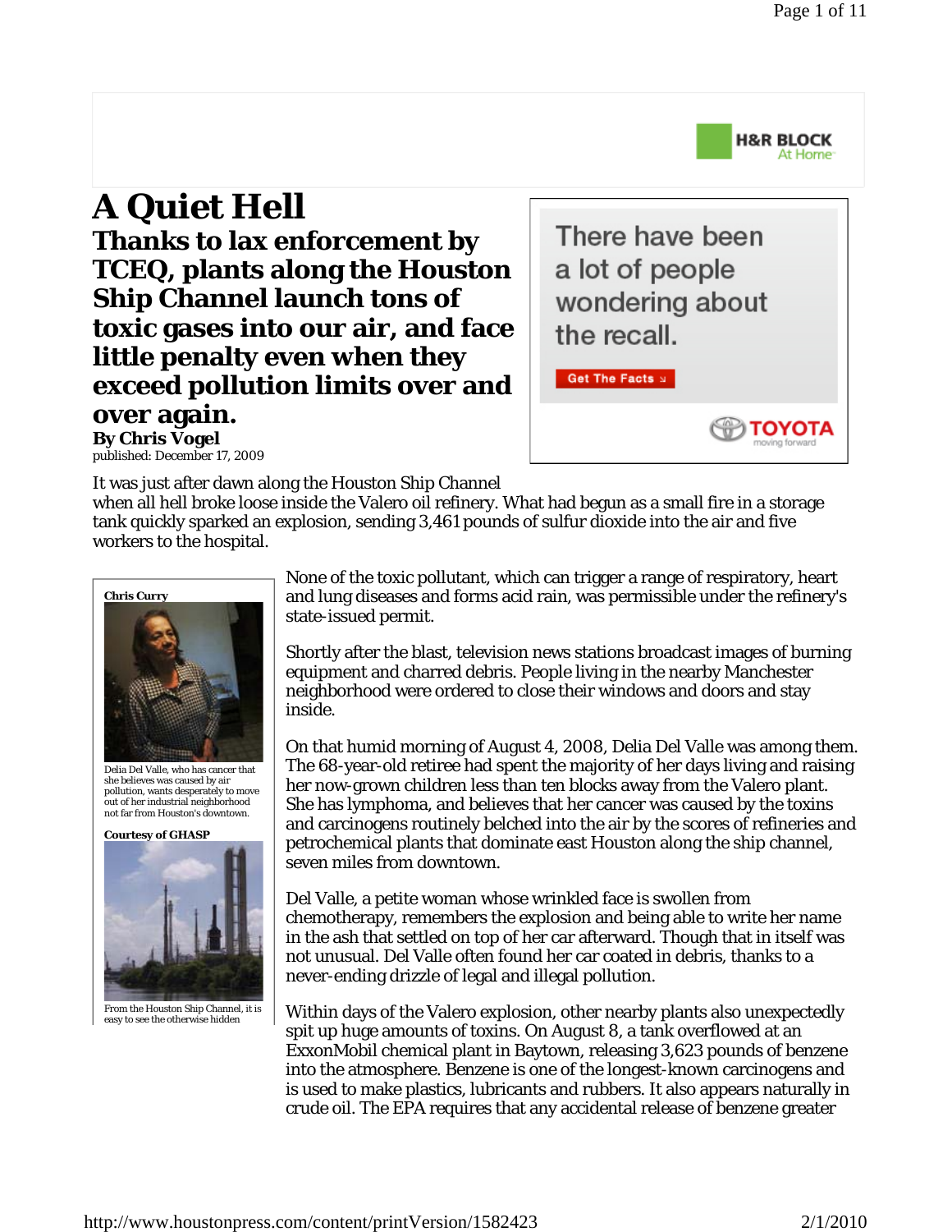# A Quiet Hell

## Thanks to lax enforcement by TCEQ, plants along the Houston Ship Channel launch tons of toxic gases into our air, and face little penalty even when they exceed pollution limits over and over again.

**By Chris Vogel**
published: December 17, 2009

It was just after dawn along the Houston Ship Channel when all hell broke loose inside the Valero oil refinery. What had begun as a small fire in a storage tank quickly sparked an explosion, sending 3,461 pounds of sulfur dioxide into the air and five workers to the hospital.

**Chris Curry**

Delia Del Valle, who has cancer that she believes was caused by air pollution, wants desperately to move out of her industrial neighborhood not far from Houston's downtown.

**Courtesy of GHASP**

From the Houston Ship Channel, it is easy to see the otherwise hidden

None of the toxic pollutant, which can trigger a range of respiratory, heart and lung diseases and forms acid rain, was permissible under the refinery's state-issued permit.

Shortly after the blast, television news stations broadcast images of burning equipment and charred debris. People living in the nearby Manchester neighborhood were ordered to close their windows and doors and stay inside.

On that humid morning of August 4, 2008, Delia Del Valle was among them. The 68-year-old retiree had spent the majority of her days living and raising her now-grown children less than ten blocks away from the Valero plant. She has lymphoma, and believes that her cancer was caused by the toxins and carcinogens routinely belched into the air by the scores of refineries and petrochemical plants that dominate east Houston along the ship channel, seven miles from downtown.

Del Valle, a petite woman whose wrinkled face is swollen from chemotherapy, remembers the explosion and being able to write her name in the ash that settled on top of her car afterward. Though that in itself was not unusual. Del Valle often found her car coated in debris, thanks to a never-ending drizzle of legal and illegal pollution.

Within days of the Valero explosion, other nearby plants also unexpectedly spit up huge amounts of toxins. On August 8, a tank overflowed at an ExxonMobil chemical plant in Baytown, releasing 3,623 pounds of benzene into the atmosphere. Benzene is one of the longest-known carcinogens and is used to make plastics, lubricants and rubbers. It also appears naturally in crude oil. The EPA requires that any accidental release of benzene greater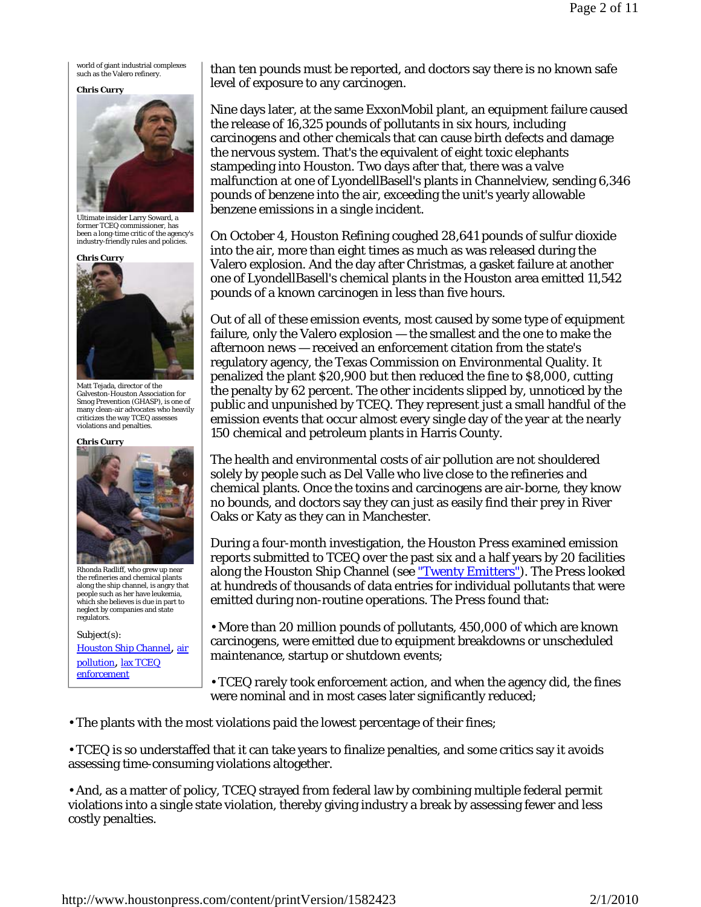world of giant industrial complexes such as the Valero refinery.

Chris Curry

Ultimate insider Larry Soward, a former TCEQ commissioner, has been a long-time critic of the agency's industry-friendly rules and policies.

Chris Curry

Matt Tejada, director of the Galveston-Houston Association for Smog Prevention (GHASP), is one of many clean-air advocates who heavily criticizes the way TCEQ assesses violations and penalties.

Chris Curry

Rhonda Radliff, who grew up near the refineries and chemical plants along the ship channel, is angry that people such as her have leukemia, which she believes is due in part to neglect by companies and state regulators.

Subject(s):
[Houston Ship Channel], [air pollution], [lax TCEQ enforcement]

than ten pounds must be reported, and doctors say there is no known safe level of exposure to any carcinogen.

Nine days later, at the same ExxonMobil plant, an equipment failure caused the release of 16,325 pounds of pollutants in six hours, including carcinogens and other chemicals that can cause birth defects and damage the nervous system. That's the equivalent of eight toxic elephants stampeding into Houston. Two days after that, there was a valve malfunction at one of LyondellBasell's plants in Channelview, sending 6,346 pounds of benzene into the air, exceeding the unit's yearly allowable benzene emissions in a single incident.

On October 4, Houston Refining coughed 28,641 pounds of sulfur dioxide into the air, more than eight times as much as was released during the Valero explosion. And the day after Christmas, a gasket failure at another one of LyondellBasell's chemical plants in the Houston area emitted 11,542 pounds of a known carcinogen in less than five hours.

Out of all of these emission events, most caused by some type of equipment failure, only the Valero explosion — the smallest and the one to make the afternoon news — received an enforcement citation from the state's regulatory agency, the Texas Commission on Environmental Quality. It penalized the plant $20,900 but then reduced the fine to $8,000, cutting the penalty by 62 percent. The other incidents slipped by, unnoticed by the public and unpunished by TCEQ. They represent just a small handful of the emission events that occur almost every single day of the year at the nearly 150 chemical and petroleum plants in Harris County.

The health and environmental costs of air pollution are not shouldered solely by people such as Del Valle who live close to the refineries and chemical plants. Once the toxins and carcinogens are air-borne, they know no bounds, and doctors say they can just as easily find their prey in River Oaks or Katy as they can in Manchester.

During a four-month investigation, the Houston Press examined emission reports submitted to TCEQ over the past six and a half years by 20 facilities along the Houston Ship Channel (see ["Twenty Emitters"]). The Press looked at hundreds of thousands of data entries for individual pollutants that were emitted during non-routine operations. The Press found that:

- More than 20 million pounds of pollutants, 450,000 of which are known carcinogens, were emitted due to equipment breakdowns or unscheduled maintenance, startup or shutdown events;

- TCEQ rarely took enforcement action, and when the agency did, the fines were nominal and in most cases later significantly reduced;

- The plants with the most violations paid the lowest percentage of their fines;

- TCEQ is so understaffed that it can take years to finalize penalties, and some critics say it avoids assessing time-consuming violations altogether.

- And, as a matter of policy, TCEQ strayed from federal law by combining multiple federal permit violations into a single state violation, thereby giving industry a break by assessing fewer and less costly penalties.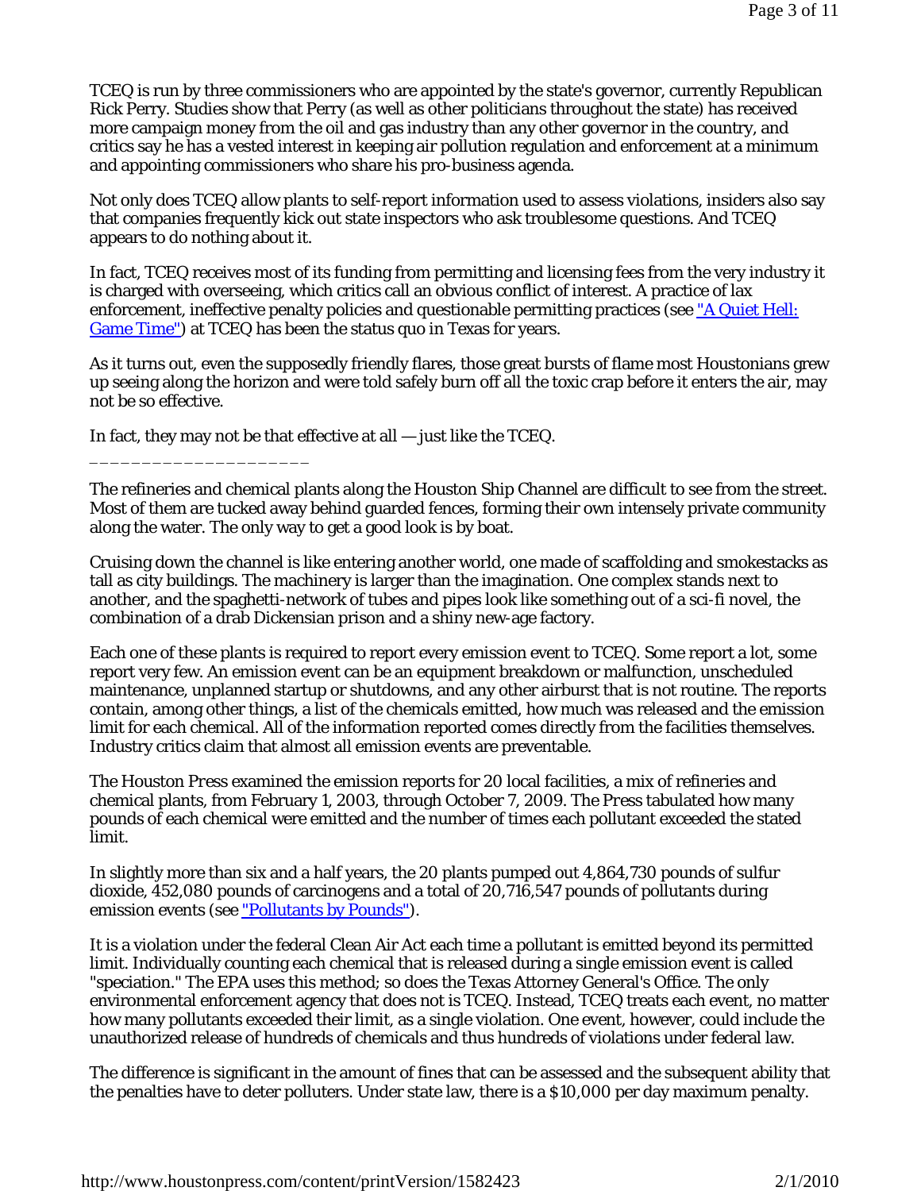TCEQ is run by three commissioners who are appointed by the state's governor, currently Republican Rick Perry. Studies show that Perry (as well as other politicians throughout the state) has received more campaign money from the oil and gas industry than any other governor in the country, and critics say he has a vested interest in keeping air pollution regulation and enforcement at a minimum and appointing commissioners who share his pro-business agenda.

Not only does TCEQ allow plants to self-report information used to assess violations, insiders also say that companies frequently kick out state inspectors who ask troublesome questions. And TCEQ appears to do nothing about it.

In fact, TCEQ receives most of its funding from permitting and licensing fees from the very industry it is charged with overseeing, which critics call an obvious conflict of interest. A practice of lax enforcement, ineffective penalty policies and questionable permitting practices (see "A Quiet Hell: Game Time") at TCEQ has been the status quo in Texas for years.

As it turns out, even the supposedly friendly flares, those great bursts of flame most Houstonians grew up seeing along the horizon and were told safely burn off all the toxic crap before it enters the air, may not be so effective.

In fact, they may not be that effective at all — just like the TCEQ.

\_\_\_\_\_\_\_\_\_\_\_\_\_\_\_\_\_\_\_\_\_

The refineries and chemical plants along the Houston Ship Channel are difficult to see from the street. Most of them are tucked away behind guarded fences, forming their own intensely private community along the water. The only way to get a good look is by boat.

Cruising down the channel is like entering another world, one made of scaffolding and smokestacks as tall as city buildings. The machinery is larger than the imagination. One complex stands next to another, and the spaghetti-network of tubes and pipes look like something out of a sci-fi novel, the combination of a drab Dickensian prison and a shiny new-age factory.

Each one of these plants is required to report every emission event to TCEQ. Some report a lot, some report very few. An emission event can be an equipment breakdown or malfunction, unscheduled maintenance, unplanned startup or shutdowns, and any other airburst that is not routine. The reports contain, among other things, a list of the chemicals emitted, how much was released and the emission limit for each chemical. All of the information reported comes directly from the facilities themselves. Industry critics claim that almost all emission events are preventable.

The Houston *Press* examined the emission reports for 20 local facilities, a mix of refineries and chemical plants, from February 1, 2003, through October 7, 2009. The *Press* tabulated how many pounds of each chemical were emitted and the number of times each pollutant exceeded the stated limit.

In slightly more than six and a half years, the 20 plants pumped out 4,864,730 pounds of sulfur dioxide, 452,080 pounds of carcinogens and a total of 20,716,547 pounds of pollutants during emission events (see "Pollutants by Pounds").

It is a violation under the federal Clean Air Act each time a pollutant is emitted beyond its permitted limit. Individually counting each chemical that is released during a single emission event is called "speciation." The EPA uses this method; so does the Texas Attorney General's Office. The only environmental enforcement agency that does not is TCEQ. Instead, TCEQ treats each event, no matter how many pollutants exceeded their limit, as a single violation. One event, however, could include the unauthorized release of hundreds of chemicals and thus hundreds of violations under federal law.

The difference is significant in the amount of fines that can be assessed and the subsequent ability that the penalties have to deter polluters. Under state law, there is a $10,000 per day maximum penalty.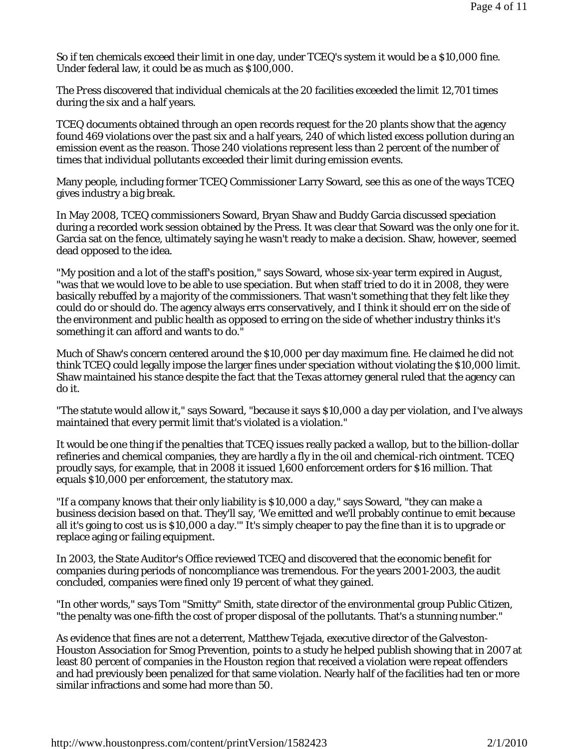So if ten chemicals exceed their limit in one day, under TCEQ's system it would be a $10,000 fine. Under federal law, it could be as much as $100,000.

The *Press* discovered that individual chemicals at the 20 facilities exceeded the limit 12,701 times during the six and a half years.

TCEQ documents obtained through an open records request for the 20 plants show that the agency found 469 violations over the past six and a half years, 240 of which listed excess pollution during an emission event as the reason. Those 240 violations represent less than 2 percent of the number of times that individual pollutants exceeded their limit during emission events.

Many people, including former TCEQ Commissioner Larry Soward, see this as one of the ways TCEQ gives industry a big break.

In May 2008, TCEQ commissioners Soward, Bryan Shaw and Buddy Garcia discussed speciation during a recorded work session obtained by the *Press*. It was clear that Soward was the only one for it. Garcia sat on the fence, ultimately saying he wasn't ready to make a decision. Shaw, however, seemed dead opposed to the idea.

"My position and a lot of the staff's position," says Soward, whose six-year term expired in August, "was that we would love to be able to use speciation. But when staff tried to do it in 2008, they were basically rebuffed by a majority of the commissioners. That wasn't something that they felt like they could do or should do. The agency always errs conservatively, and I think it should err on the side of the environment and public health as opposed to erring on the side of whether industry thinks it's something it can afford and wants to do."

Much of Shaw's concern centered around the $10,000 per day maximum fine. He claimed he did not think TCEQ could legally impose the larger fines under speciation without violating the $10,000 limit. Shaw maintained his stance despite the fact that the Texas attorney general ruled that the agency can do it.

"The statute would allow it," says Soward, "because it says $10,000 a day per violation, and I've always maintained that every permit limit that's violated is a violation."

It would be one thing if the penalties that TCEQ issues really packed a wallop, but to the billion-dollar refineries and chemical companies, they are hardly a fly in the oil and chemical-rich ointment. TCEQ proudly says, for example, that in 2008 it issued 1,600 enforcement orders for $16 million. That equals $10,000 per enforcement, the statutory max.

"If a company knows that their only liability is $10,000 a day," says Soward, "they can make a business decision based on that. They'll say, 'We emitted and we'll probably continue to emit because all it's going to cost us is $10,000 a day.'" It's simply cheaper to pay the fine than it is to upgrade or replace aging or failing equipment.

In 2003, the State Auditor's Office reviewed TCEQ and discovered that the economic benefit for companies during periods of noncompliance was tremendous. For the years 2001-2003, the audit concluded, companies were fined only 19 percent of what they gained.

"In other words," says Tom "Smitty" Smith, state director of the environmental group Public Citizen, "the penalty was one-fifth the cost of proper disposal of the pollutants. That's a stunning number."

As evidence that fines are not a deterrent, Matthew Tejada, executive director of the Galveston-Houston Association for Smog Prevention, points to a study he helped publish showing that in 2007 at least 80 percent of companies in the Houston region that received a violation were repeat offenders and had previously been penalized for that same violation. Nearly half of the facilities had ten or more similar infractions and some had more than 50.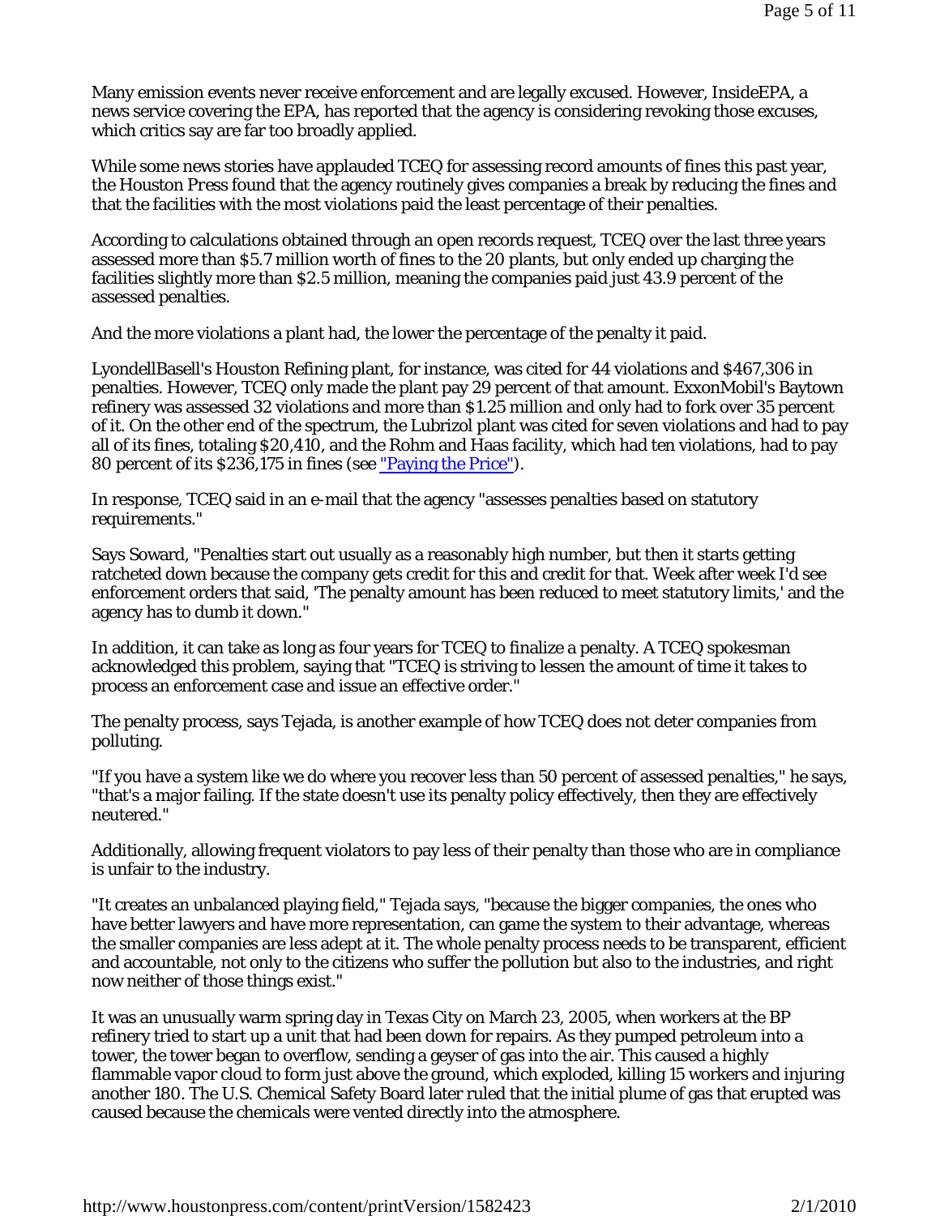Many emission events never receive enforcement and are legally excused. However, InsideEPA, a news service covering the EPA, has reported that the agency is considering revoking those excuses, which critics say are far too broadly applied.

While some news stories have applauded TCEQ for assessing record amounts of fines this past year, the Houston Press found that the agency routinely gives companies a break by reducing the fines and that the facilities with the most violations paid the least percentage of their penalties.

According to calculations obtained through an open records request, TCEQ over the last three years assessed more than $5.7 million worth of fines to the 20 plants, but only ended up charging the facilities slightly more than $2.5 million, meaning the companies paid just 43.9 percent of the assessed penalties.

And the more violations a plant had, the lower the percentage of the penalty it paid.

LyondellBasell's Houston Refining plant, for instance, was cited for 44 violations and $467,306 in penalties. However, TCEQ only made the plant pay 29 percent of that amount. ExxonMobil's Baytown refinery was assessed 32 violations and more than $1.25 million and only had to fork over 35 percent of it. On the other end of the spectrum, the Lubrizol plant was cited for seven violations and had to pay all of its fines, totaling $20,410, and the Rohm and Haas facility, which had ten violations, had to pay 80 percent of its $236,175 in fines (see "Paying the Price").

In response, TCEQ said in an e-mail that the agency "assesses penalties based on statutory requirements."

Says Soward, "Penalties start out usually as a reasonably high number, but then it starts getting ratcheted down because the company gets credit for this and credit for that. Week after week I'd see enforcement orders that said, 'The penalty amount has been reduced to meet statutory limits,' and the agency has to dumb it down."

In addition, it can take as long as four years for TCEQ to finalize a penalty. A TCEQ spokesman acknowledged this problem, saying that "TCEQ is striving to lessen the amount of time it takes to process an enforcement case and issue an effective order."

The penalty process, says Tejada, is another example of how TCEQ does not deter companies from polluting.

"If you have a system like we do where you recover less than 50 percent of assessed penalties," he says, "that's a major failing. If the state doesn't use its penalty policy effectively, then they are effectively neutered."

Additionally, allowing frequent violators to pay less of their penalty than those who are in compliance is unfair to the industry.

"It creates an unbalanced playing field," Tejada says, "because the bigger companies, the ones who have better lawyers and have more representation, can game the system to their advantage, whereas the smaller companies are less adept at it. The whole penalty process needs to be transparent, efficient and accountable, not only to the citizens who suffer the pollution but also to the industries, and right now neither of those things exist."

It was an unusually warm spring day in Texas City on March 23, 2005, when workers at the BP refinery tried to start up a unit that had been down for repairs. As they pumped petroleum into a tower, the tower began to overflow, sending a geyser of gas into the air. This caused a highly flammable vapor cloud to form just above the ground, which exploded, killing 15 workers and injuring another 180. The U.S. Chemical Safety Board later ruled that the initial plume of gas that erupted was caused because the chemicals were vented directly into the atmosphere.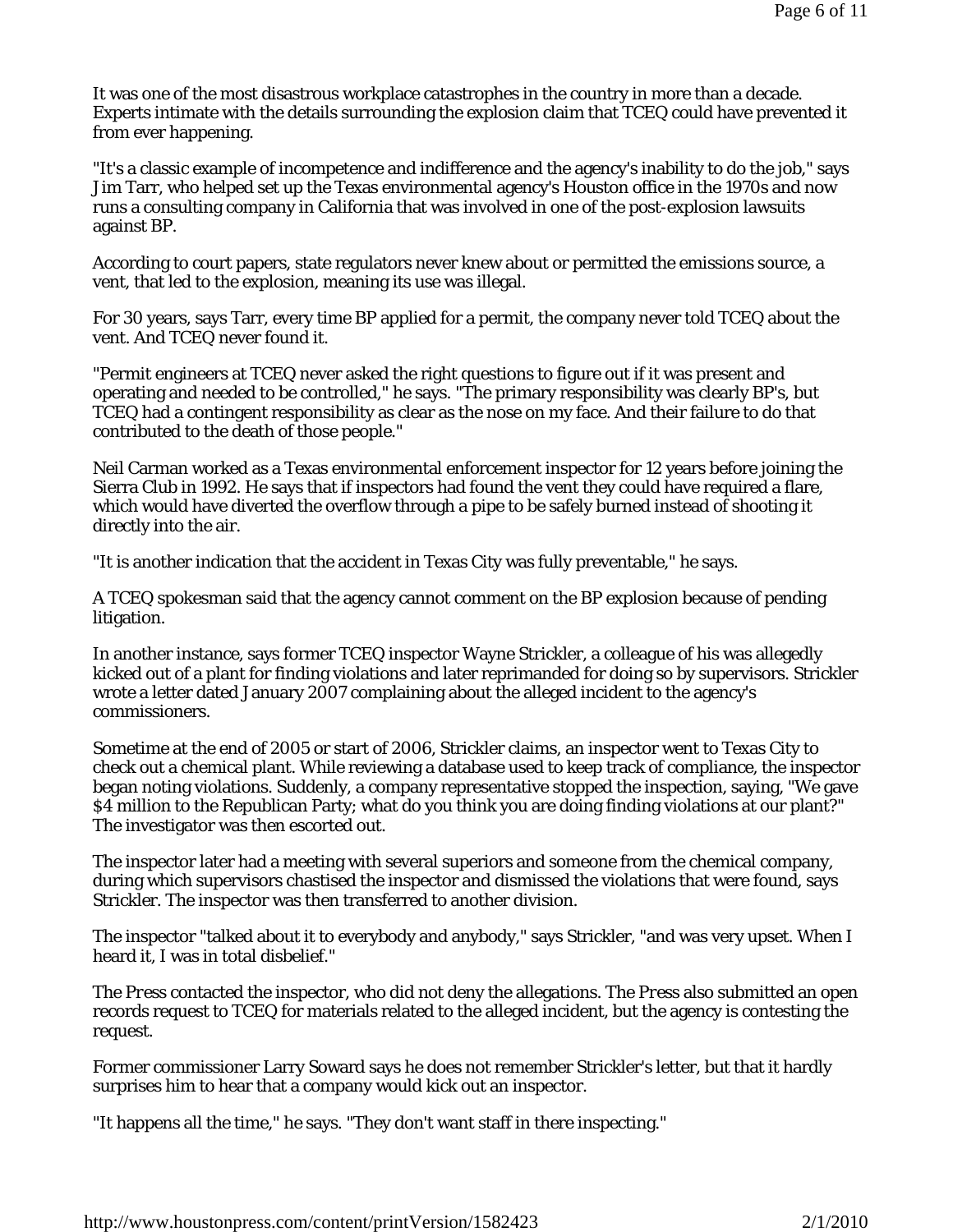It was one of the most disastrous workplace catastrophes in the country in more than a decade. Experts intimate with the details surrounding the explosion claim that TCEQ could have prevented it from ever happening.

"It's a classic example of incompetence and indifference and the agency's inability to do the job," says Jim Tarr, who helped set up the Texas environmental agency's Houston office in the 1970s and now runs a consulting company in California that was involved in one of the post-explosion lawsuits against BP.

According to court papers, state regulators never knew about or permitted the emissions source, a vent, that led to the explosion, meaning its use was illegal.

For 30 years, says Tarr, every time BP applied for a permit, the company never told TCEQ about the vent. And TCEQ never found it.

"Permit engineers at TCEQ never asked the right questions to figure out if it was present and operating and needed to be controlled," he says. "The primary responsibility was clearly BP's, but TCEQ had a contingent responsibility as clear as the nose on my face. And their failure to do that contributed to the death of those people."

Neil Carman worked as a Texas environmental enforcement inspector for 12 years before joining the Sierra Club in 1992. He says that if inspectors had found the vent they could have required a flare, which would have diverted the overflow through a pipe to be safely burned instead of shooting it directly into the air.

"It is another indication that the accident in Texas City was fully preventable," he says.

A TCEQ spokesman said that the agency cannot comment on the BP explosion because of pending litigation.

In another instance, says former TCEQ inspector Wayne Strickler, a colleague of his was allegedly kicked out of a plant for finding violations and later reprimanded for doing so by supervisors. Strickler wrote a letter dated January 2007 complaining about the alleged incident to the agency's commissioners.

Sometime at the end of 2005 or start of 2006, Strickler claims, an inspector went to Texas City to check out a chemical plant. While reviewing a database used to keep track of compliance, the inspector began noting violations. Suddenly, a company representative stopped the inspection, saying, "We gave $4 million to the Republican Party; what do you think you are doing finding violations at our plant?" The investigator was then escorted out.

The inspector later had a meeting with several superiors and someone from the chemical company, during which supervisors chastised the inspector and dismissed the violations that were found, says Strickler. The inspector was then transferred to another division.

The inspector "talked about it to everybody and anybody," says Strickler, "and was very upset. When I heard it, I was in total disbelief."

The *Press* contacted the inspector, who did not deny the allegations. The *Press* also submitted an open records request to TCEQ for materials related to the alleged incident, but the agency is contesting the request.

Former commissioner Larry Soward says he does not remember Strickler's letter, but that it hardly surprises him to hear that a company would kick out an inspector.

"It happens all the time," he says. "They don't want staff in there inspecting."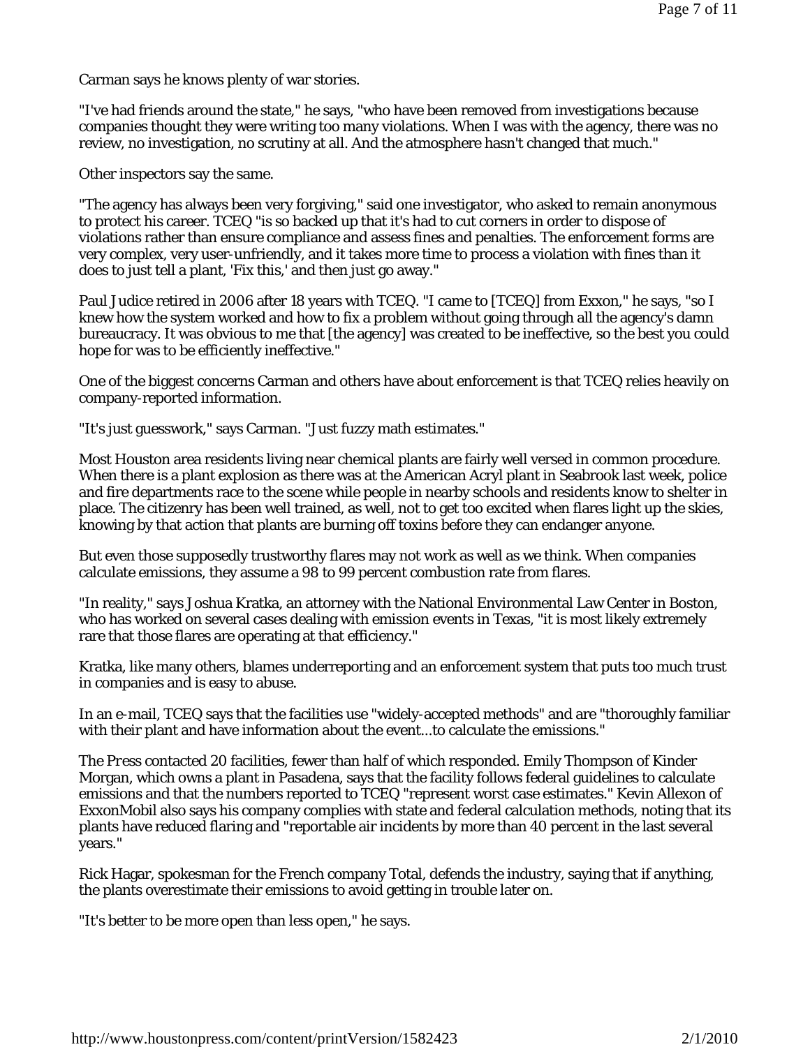Carman says he knows plenty of war stories.

"I've had friends around the state," he says, "who have been removed from investigations because companies thought they were writing too many violations. When I was with the agency, there was no review, no investigation, no scrutiny at all. And the atmosphere hasn't changed that much."

Other inspectors say the same.

"The agency has always been very forgiving," said one investigator, who asked to remain anonymous to protect his career. TCEQ "is so backed up that it's had to cut corners in order to dispose of violations rather than ensure compliance and assess fines and penalties. The enforcement forms are very complex, very user-unfriendly, and it takes more time to process a violation with fines than it does to just tell a plant, 'Fix this,' and then just go away."

Paul Judice retired in 2006 after 18 years with TCEQ. "I came to [TCEQ] from Exxon," he says, "so I knew how the system worked and how to fix a problem without going through all the agency's damn bureaucracy. It was obvious to me that [the agency] was created to be ineffective, so the best you could hope for was to be efficiently ineffective."

One of the biggest concerns Carman and others have about enforcement is that TCEQ relies heavily on company-reported information.

"It's just guesswork," says Carman. "Just fuzzy math estimates."

Most Houston area residents living near chemical plants are fairly well versed in common procedure. When there is a plant explosion as there was at the American Acryl plant in Seabrook last week, police and fire departments race to the scene while people in nearby schools and residents know to shelter in place. The citizenry has been well trained, as well, not to get too excited when flares light up the skies, knowing by that action that plants are burning off toxins before they can endanger anyone.

But even those supposedly trustworthy flares may not work as well as we think. When companies calculate emissions, they assume a 98 to 99 percent combustion rate from flares.

"In reality," says Joshua Kratka, an attorney with the National Environmental Law Center in Boston, who has worked on several cases dealing with emission events in Texas, "it is most likely extremely rare that those flares are operating at that efficiency."

Kratka, like many others, blames underreporting and an enforcement system that puts too much trust in companies and is easy to abuse.

In an e-mail, TCEQ says that the facilities use "widely-accepted methods" and are "thoroughly familiar with their plant and have information about the event...to calculate the emissions."

*The Press* contacted 20 facilities, fewer than half of which responded. Emily Thompson of Kinder Morgan, which owns a plant in Pasadena, says that the facility follows federal guidelines to calculate emissions and that the numbers reported to TCEQ "represent worst case estimates." Kevin Allexon of ExxonMobil also says his company complies with state and federal calculation methods, noting that its plants have reduced flaring and "reportable air incidents by more than 40 percent in the last several years."

Rick Hagar, spokesman for the French company Total, defends the industry, saying that if anything, the plants overestimate their emissions to avoid getting in trouble later on.

"It's better to be more open than less open," he says.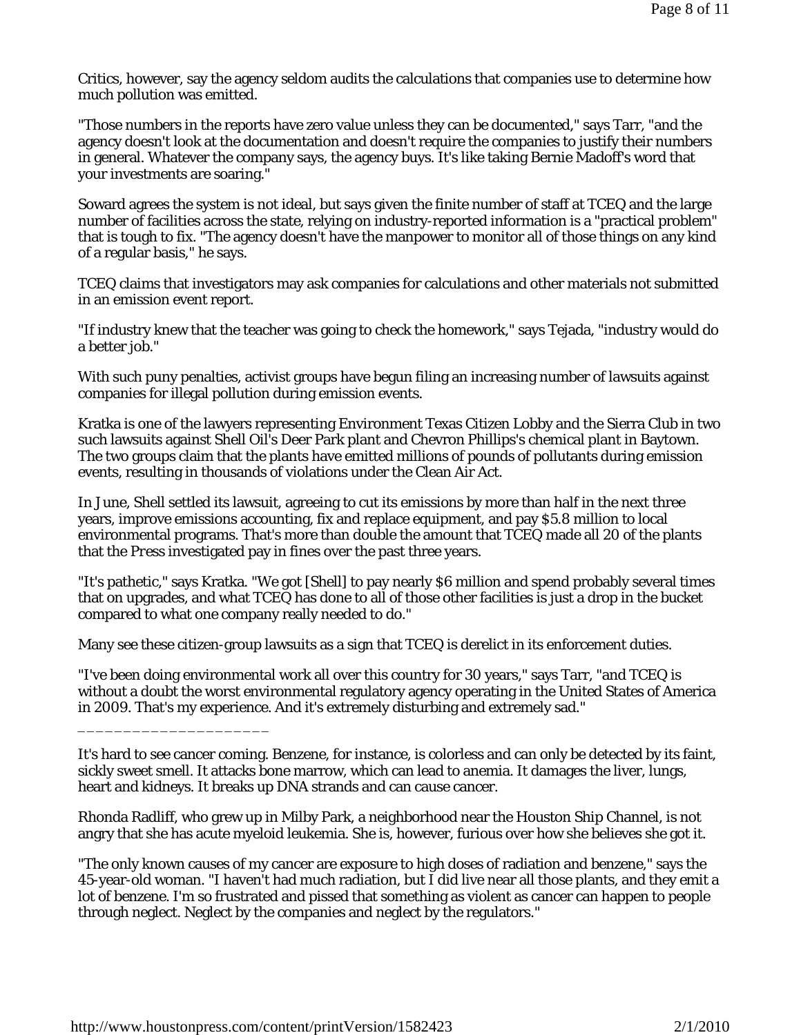Critics, however, say the agency seldom audits the calculations that companies use to determine how much pollution was emitted.

"Those numbers in the reports have zero value unless they can be documented," says Tarr, "and the agency doesn't look at the documentation and doesn't require the companies to justify their numbers in general. Whatever the company says, the agency buys. It's like taking Bernie Madoff's word that your investments are soaring."

Soward agrees the system is not ideal, but says given the finite number of staff at TCEQ and the large number of facilities across the state, relying on industry-reported information is a "practical problem" that is tough to fix. "The agency doesn't have the manpower to monitor all of those things on any kind of a regular basis," he says.

TCEQ claims that investigators may ask companies for calculations and other materials not submitted in an emission event report.

"If industry knew that the teacher was going to check the homework," says Tejada, "industry would do a better job."

With such puny penalties, activist groups have begun filing an increasing number of lawsuits against companies for illegal pollution during emission events.

Kratka is one of the lawyers representing Environment Texas Citizen Lobby and the Sierra Club in two such lawsuits against Shell Oil's Deer Park plant and Chevron Phillips's chemical plant in Baytown. The two groups claim that the plants have emitted millions of pounds of pollutants during emission events, resulting in thousands of violations under the Clean Air Act.

In June, Shell settled its lawsuit, agreeing to cut its emissions by more than half in the next three years, improve emissions accounting, fix and replace equipment, and pay $5.8 million to local environmental programs. That's more than double the amount that TCEQ made all 20 of the plants that the Press investigated pay in fines over the past three years.

"It's pathetic," says Kratka. "We got [Shell] to pay nearly $6 million and spend probably several times that on upgrades, and what TCEQ has done to all of those other facilities is just a drop in the bucket compared to what one company really needed to do."

Many see these citizen-group lawsuits as a sign that TCEQ is derelict in its enforcement duties.

"I've been doing environmental work all over this country for 30 years," says Tarr, "and TCEQ is without a doubt the worst environmental regulatory agency operating in the United States of America in 2009. That's my experience. And it's extremely disturbing and extremely sad."

_____________________

It's hard to see cancer coming. Benzene, for instance, is colorless and can only be detected by its faint, sickly sweet smell. It attacks bone marrow, which can lead to anemia. It damages the liver, lungs, heart and kidneys. It breaks up DNA strands and can cause cancer.

Rhonda Radliff, who grew up in Milby Park, a neighborhood near the Houston Ship Channel, is not angry that she has acute myeloid leukemia. She is, however, furious over how she believes she got it.

"The only known causes of my cancer are exposure to high doses of radiation and benzene," says the 45-year-old woman. "I haven't had much radiation, but I did live near all those plants, and they emit a lot of benzene. I'm so frustrated and pissed that something as violent as cancer can happen to people through neglect. Neglect by the companies and neglect by the regulators."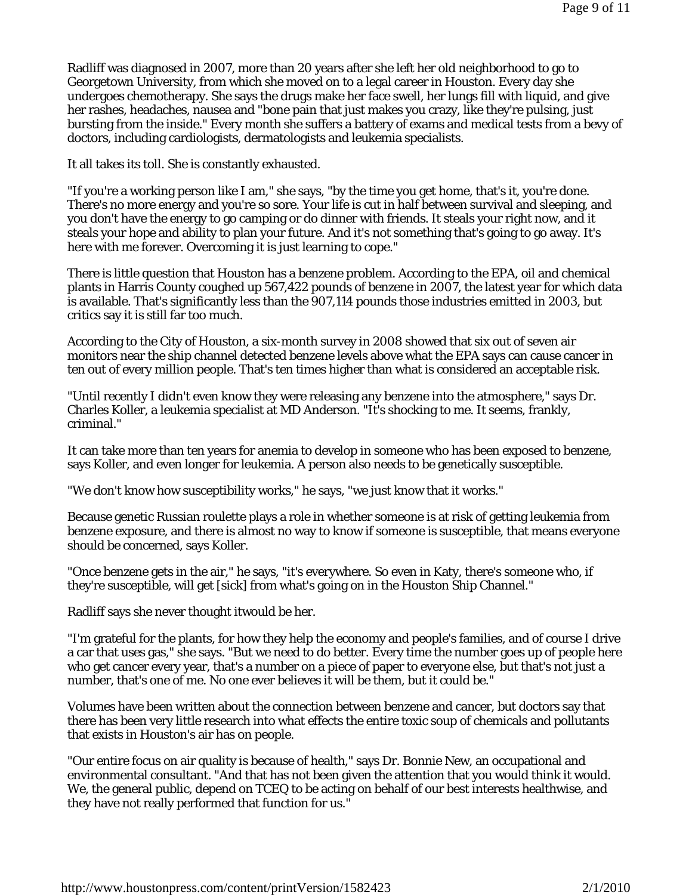Radliff was diagnosed in 2007, more than 20 years after she left her old neighborhood to go to Georgetown University, from which she moved on to a legal career in Houston. Every day she undergoes chemotherapy. She says the drugs make her face swell, her lungs fill with liquid, and give her rashes, headaches, nausea and "bone pain that just makes you crazy, like they're pulsing, just bursting from the inside." Every month she suffers a battery of exams and medical tests from a bevy of doctors, including cardiologists, dermatologists and leukemia specialists.

It all takes its toll. She is constantly exhausted.

"If you're a working person like I am," she says, "by the time you get home, that's it, you're done. There's no more energy and you're so sore. Your life is cut in half between survival and sleeping, and you don't have the energy to go camping or do dinner with friends. It steals your right now, and it steals your hope and ability to plan your future. And it's not something that's going to go away. It's here with me forever. Overcoming it is just learning to cope."

There is little question that Houston has a benzene problem. According to the EPA, oil and chemical plants in Harris County coughed up 567,422 pounds of benzene in 2007, the latest year for which data is available. That's significantly less than the 907,114 pounds those industries emitted in 2003, but critics say it is still far too much.

According to the City of Houston, a six-month survey in 2008 showed that six out of seven air monitors near the ship channel detected benzene levels above what the EPA says can cause cancer in ten out of every million people. That's ten times higher than what is considered an acceptable risk.

"Until recently I didn't even know they were releasing any benzene into the atmosphere," says Dr. Charles Koller, a leukemia specialist at MD Anderson. "It's shocking to me. It seems, frankly, criminal."

It can take more than ten years for anemia to develop in someone who has been exposed to benzene, says Koller, and even longer for leukemia. A person also needs to be genetically susceptible.

"We don't know how susceptibility works," he says, "we just know that it works."

Because genetic Russian roulette plays a role in whether someone is at risk of getting leukemia from benzene exposure, and there is almost no way to know if someone is susceptible, that means everyone should be concerned, says Koller.

"Once benzene gets in the air," he says, "it's everywhere. So even in Katy, there's someone who, if they're susceptible, will get [sick] from what's going on in the Houston Ship Channel."

Radliff says she never thought itwould be her.

"I'm grateful for the plants, for how they help the economy and people's families, and of course I drive a car that uses gas," she says. "But we need to do better. Every time the number goes up of people here who get cancer every year, that's a number on a piece of paper to everyone else, but that's not just a number, that's one of me. No one ever believes it will be them, but it could be."

Volumes have been written about the connection between benzene and cancer, but doctors say that there has been very little research into what effects the entire toxic soup of chemicals and pollutants that exists in Houston's air has on people.

"Our entire focus on air quality is because of health," says Dr. Bonnie New, an occupational and environmental consultant. "And that has not been given the attention that you would think it would. We, the general public, depend on TCEQ to be acting on behalf of our best interests healthwise, and they have not really performed that function for us."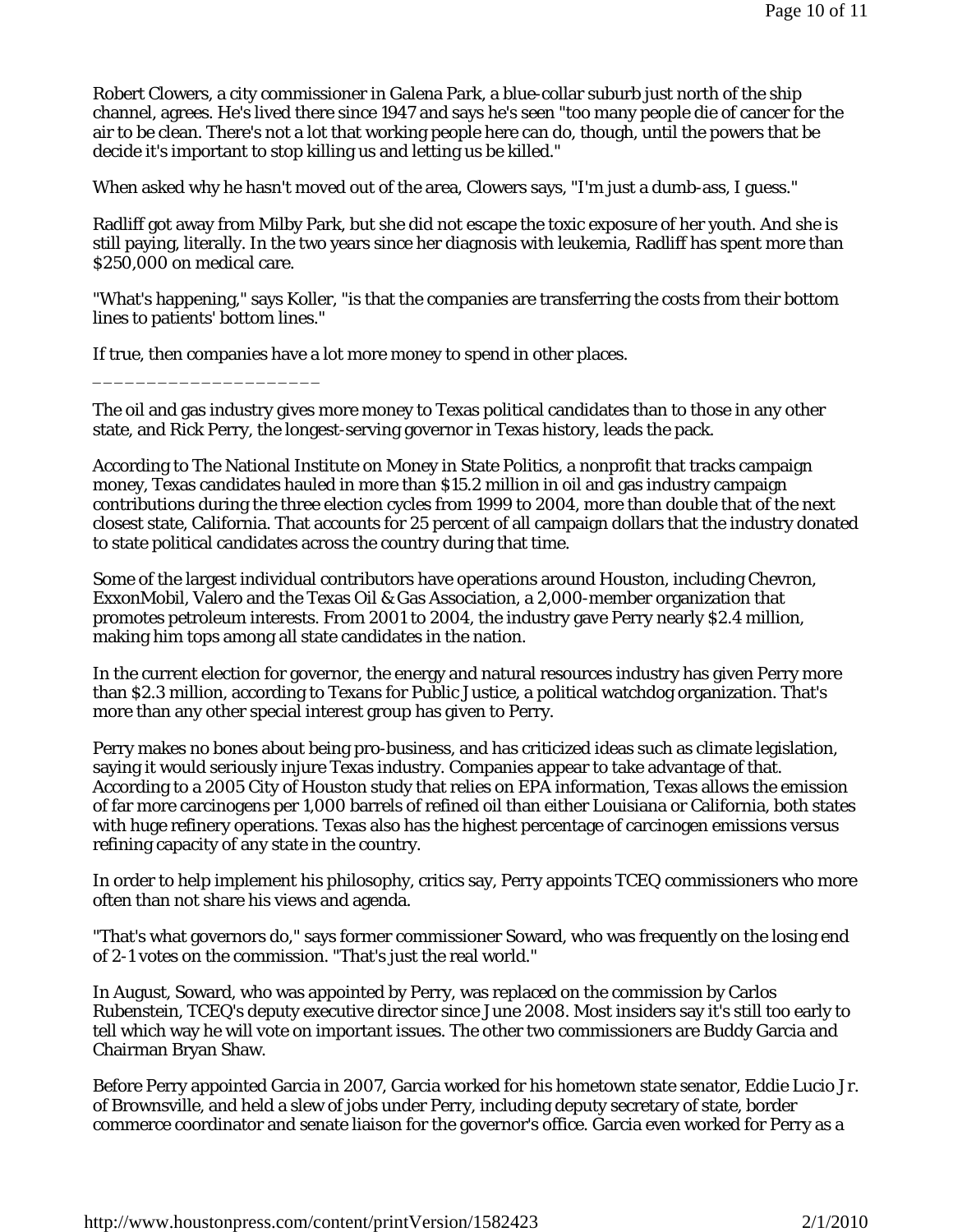Robert Clowers, a city commissioner in Galena Park, a blue-collar suburb just north of the ship channel, agrees. He's lived there since 1947 and says he's seen "too many people die of cancer for the air to be clean. There's not a lot that working people here can do, though, until the powers that be decide it's important to stop killing us and letting us be killed."

When asked why he hasn't moved out of the area, Clowers says, "I'm just a dumb-ass, I guess."

Radliff got away from Milby Park, but she did not escape the toxic exposure of her youth. And she is still paying, literally. In the two years since her diagnosis with leukemia, Radliff has spent more than $250,000 on medical care.

"What's happening," says Koller, "is that the companies are transferring the costs from their bottom lines to patients' bottom lines."

If true, then companies have a lot more money to spend in other places.

---

The oil and gas industry gives more money to Texas political candidates than to those in any other state, and Rick Perry, the longest-serving governor in Texas history, leads the pack.

According to The National Institute on Money in State Politics, a nonprofit that tracks campaign money, Texas candidates hauled in more than $15.2 million in oil and gas industry campaign contributions during the three election cycles from 1999 to 2004, more than double that of the next closest state, California. That accounts for 25 percent of all campaign dollars that the industry donated to state political candidates across the country during that time.

Some of the largest individual contributors have operations around Houston, including Chevron, ExxonMobil, Valero and the Texas Oil & Gas Association, a 2,000-member organization that promotes petroleum interests. From 2001 to 2004, the industry gave Perry nearly $2.4 million, making him tops among all state candidates in the nation.

In the current election for governor, the energy and natural resources industry has given Perry more than $2.3 million, according to Texans for Public Justice, a political watchdog organization. That's more than any other special interest group has given to Perry.

Perry makes no bones about being pro-business, and has criticized ideas such as climate legislation, saying it would seriously injure Texas industry. Companies appear to take advantage of that. According to a 2005 City of Houston study that relies on EPA information, Texas allows the emission of far more carcinogens per 1,000 barrels of refined oil than either Louisiana or California, both states with huge refinery operations. Texas also has the highest percentage of carcinogen emissions versus refining capacity of any state in the country.

In order to help implement his philosophy, critics say, Perry appoints TCEQ commissioners who more often than not share his views and agenda.

"That's what governors do," says former commissioner Soward, who was frequently on the losing end of 2-1 votes on the commission. "That's just the real world."

In August, Soward, who was appointed by Perry, was replaced on the commission by Carlos Rubenstein, TCEQ's deputy executive director since June 2008. Most insiders say it's still too early to tell which way he will vote on important issues. The other two commissioners are Buddy Garcia and Chairman Bryan Shaw.

Before Perry appointed Garcia in 2007, Garcia worked for his hometown state senator, Eddie Lucio Jr. of Brownsville, and held a slew of jobs under Perry, including deputy secretary of state, border commerce coordinator and senate liaison for the governor's office. Garcia even worked for Perry as a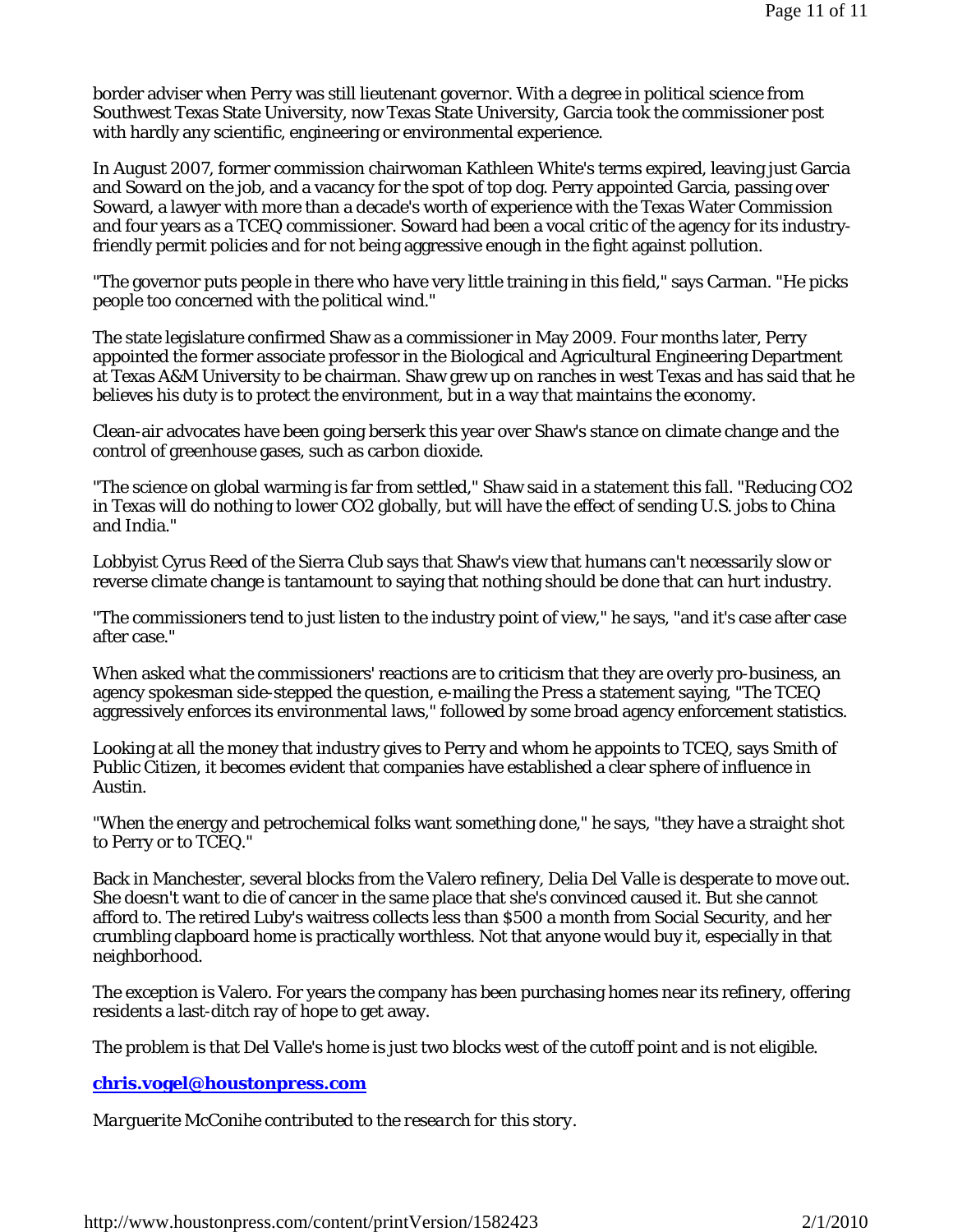border adviser when Perry was still lieutenant governor. With a degree in political science from Southwest Texas State University, now Texas State University, Garcia took the commissioner post with hardly any scientific, engineering or environmental experience.

In August 2007, former commission chairwoman Kathleen White's terms expired, leaving just Garcia and Soward on the job, and a vacancy for the spot of top dog. Perry appointed Garcia, passing over Soward, a lawyer with more than a decade's worth of experience with the Texas Water Commission and four years as a TCEQ commissioner. Soward had been a vocal critic of the agency for its industry-friendly permit policies and for not being aggressive enough in the fight against pollution.

"The governor puts people in there who have very little training in this field," says Carman. "He picks people too concerned with the political wind."

The state legislature confirmed Shaw as a commissioner in May 2009. Four months later, Perry appointed the former associate professor in the Biological and Agricultural Engineering Department at Texas A&M University to be chairman. Shaw grew up on ranches in west Texas and has said that he believes his duty is to protect the environment, but in a way that maintains the economy.

Clean-air advocates have been going berserk this year over Shaw's stance on climate change and the control of greenhouse gases, such as carbon dioxide.

"The science on global warming is far from settled," Shaw said in a statement this fall. "Reducing CO2 in Texas will do nothing to lower CO2 globally, but will have the effect of sending U.S. jobs to China and India."

Lobbyist Cyrus Reed of the Sierra Club says that Shaw's view that humans can't necessarily slow or reverse climate change is tantamount to saying that nothing should be done that can hurt industry.

"The commissioners tend to just listen to the industry point of view," he says, "and it's case after case after case."

When asked what the commissioners' reactions are to criticism that they are overly pro-business, an agency spokesman side-stepped the question, e-mailing the *Press* a statement saying, "The TCEQ aggressively enforces its environmental laws," followed by some broad agency enforcement statistics.

Looking at all the money that industry gives to Perry and whom he appoints to TCEQ, says Smith of Public Citizen, it becomes evident that companies have established a clear sphere of influence in Austin.

"When the energy and petrochemical folks want something done," he says, "they have a straight shot to Perry or to TCEQ."

Back in Manchester, several blocks from the Valero refinery, Delia Del Valle is desperate to move out. She doesn't want to die of cancer in the same place that she's convinced caused it. But she cannot afford to. The retired Luby's waitress collects less than $500 a month from Social Security, and her crumbling clapboard home is practically worthless. Not that anyone would buy it, especially in that neighborhood.

The exception is Valero. For years the company has been purchasing homes near its refinery, offering residents a last-ditch ray of hope to get away.

The problem is that Del Valle's home is just two blocks west of the cutoff point and is not eligible.

**chris.vogel@houstonpress.com**

*Marguerite McConihe contributed to the research for this story.*